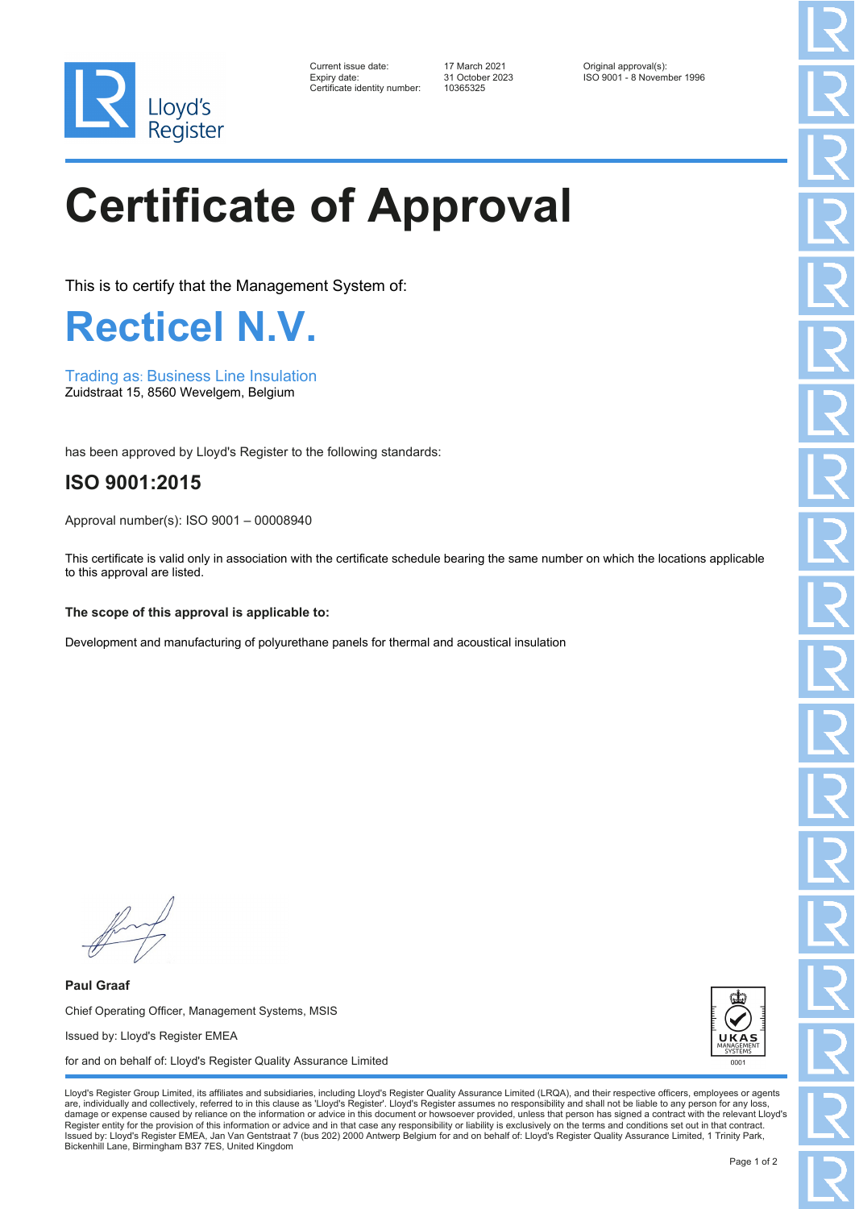Lloyd's Register

| | | |
|---|---|---|
| Current issue date: | 17 March 2021 | Original approval(s): |
| Expiry date: | 31 October 2023 | ISO 9001 - 8 November 1996 |
| Certificate identity number: | 10365325 | |

# Certificate of Approval

This is to certify that the Management System of:

## Recticel N.V.

Trading as: Business Line Insulation
Zuidstraat 15, 8560 Wevelgem, Belgium

has been approved by Lloyd's Register to the following standards:

## ISO 9001:2015

Approval number(s): ISO 9001 – 00008940

This certificate is valid only in association with the certificate schedule bearing the same number on which the locations applicable to this approval are listed.

**The scope of this approval is applicable to:**

Development and manufacturing of polyurethane panels for thermal and acoustical insulation

**Paul Graaf**

Chief Operating Officer, Management Systems, MSIS

Issued by: Lloyd's Register EMEA

for and on behalf of: Lloyd's Register Quality Assurance Limited

UKAS MANAGEMENT SYSTEMS 0001

Lloyd's Register Group Limited, its affiliates and subsidiaries, including Lloyd's Register Quality Assurance Limited (LRQA), and their respective officers, employees or agents are, individually and collectively, referred to in this clause as 'Lloyd's Register'. Lloyd's Register assumes no responsibility and shall not be liable to any person for any loss, damage or expense caused by reliance on the information or advice in this document or howsoever provided, unless that person has signed a contract with the relevant Lloyd's Register entity for the provision of this information or advice and in that case any responsibility or liability is exclusively on the terms and conditions set out in that contract.
Issued by: Lloyd's Register EMEA, Jan Van Gentstraat 7 (bus 202) 2000 Antwerp Belgium for and on behalf of: Lloyd's Register Quality Assurance Limited, 1 Trinity Park, Bickenhill Lane, Birmingham B37 7ES, United Kingdom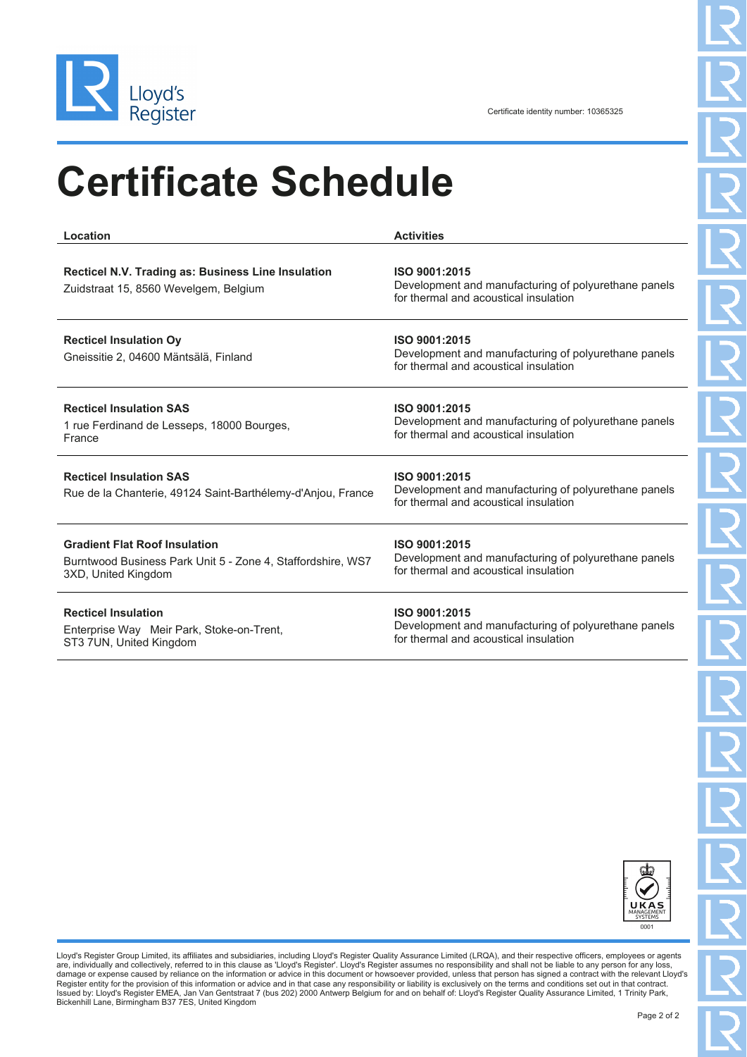Lloyd's Register

Certificate identity number: 10365325

# Certificate Schedule

| Location | Activities |
| --- | --- |
| **Recticel N.V. Trading as: Business Line Insulation**<br>Zuidstraat 15, 8560 Wevelgem, Belgium | **ISO 9001:2015**<br>Development and manufacturing of polyurethane panels for thermal and acoustical insulation |
| **Recticel Insulation Oy**<br>Gneissitie 2, 04600 Mäntsälä, Finland | **ISO 9001:2015**<br>Development and manufacturing of polyurethane panels for thermal and acoustical insulation |
| **Recticel Insulation SAS**<br>1 rue Ferdinand de Lesseps, 18000 Bourges, France | **ISO 9001:2015**<br>Development and manufacturing of polyurethane panels for thermal and acoustical insulation |
| **Recticel Insulation SAS**<br>Rue de la Chanterie, 49124 Saint-Barthélemy-d'Anjou, France | **ISO 9001:2015**<br>Development and manufacturing of polyurethane panels for thermal and acoustical insulation |
| **Gradient Flat Roof Insulation**<br>Burntwood Business Park Unit 5 - Zone 4, Staffordshire, WS7 3XD, United Kingdom | **ISO 9001:2015**<br>Development and manufacturing of polyurethane panels for thermal and acoustical insulation |
| **Recticel Insulation**<br>Enterprise Way Meir Park, Stoke-on-Trent, ST3 7UN, United Kingdom | **ISO 9001:2015**<br>Development and manufacturing of polyurethane panels for thermal and acoustical insulation |

UKAS MANAGEMENT SYSTEMS 0001

Lloyd's Register Group Limited, its affiliates and subsidiaries, including Lloyd's Register Quality Assurance Limited (LRQA), and their respective officers, employees or agents are, individually and collectively, referred to in this clause as 'Lloyd's Register'. Lloyd's Register assumes no responsibility and shall not be liable to any person for any loss, damage or expense caused by reliance on the information or advice in this document or howsoever provided, unless that person has signed a contract with the relevant Lloyd's Register entity for the provision of this information or advice and in that case any responsibility or liability is exclusively on the terms and conditions set out in that contract. Issued by: Lloyd's Register EMEA, Jan Van Gentstraat 7 (bus 202) 2000 Antwerp Belgium for and on behalf of: Lloyd's Register Quality Assurance Limited, 1 Trinity Park, Bickenhill Lane, Birmingham B37 7ES, United Kingdom